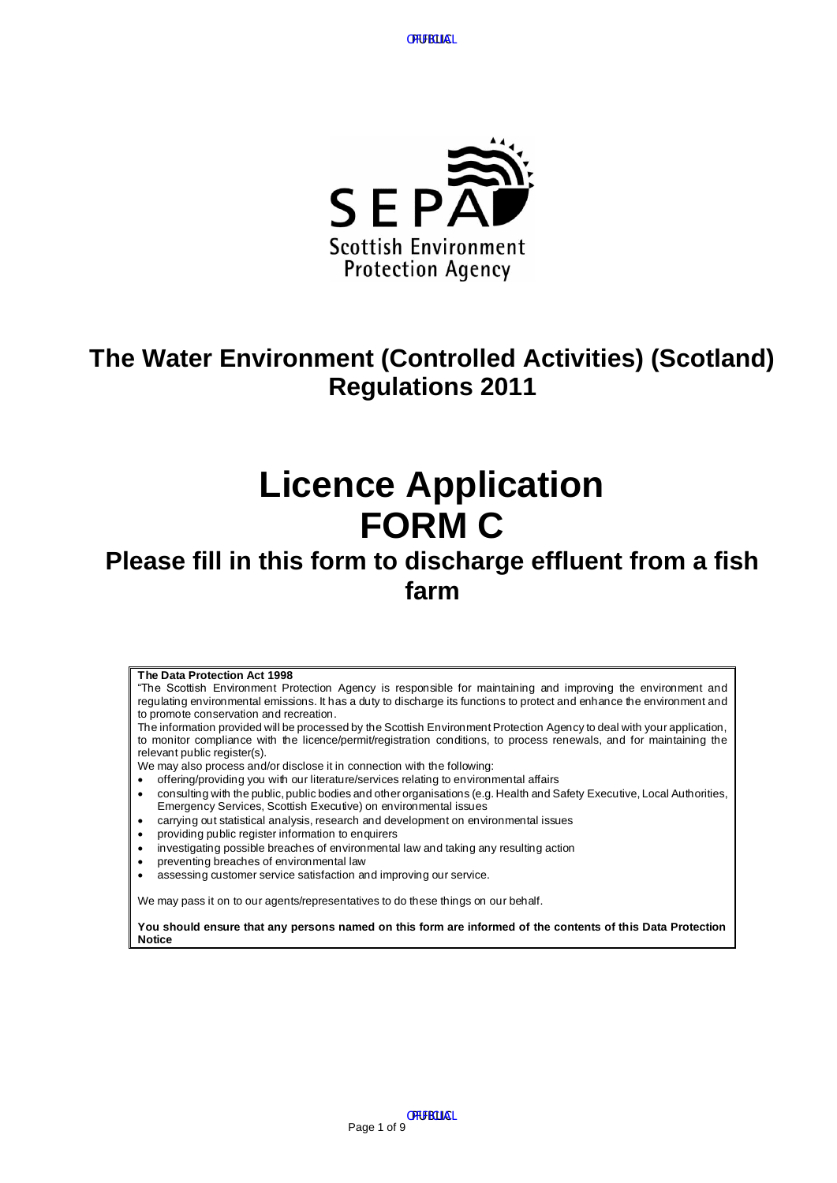# The Water Environment (Controlled Activities) (Scotland) Regulations 2011

# Licence Application FORM C

## Please fill in this form to discharge effluent from a fish farm

**The Data Protection Act 1998**

"The Scottish Environment Protection Agency is responsible for maintaining and improving the environment and regulating environmental emissions. It has a duty to discharge its functions to protect and enhance the environment and to promote conservation and recreation.

The information provided will be processed by the Scottish Environment Protection Agency to deal with your application, to monitor compliance with the licence/permit/registration conditions, to process renewals, and for maintaining the relevant public register(s).

We may also process and/or disclose it in connection with the following:

- offering/providing you with our literature/services relating to environmental affairs
- consulting with the public, public bodies and other organisations (e.g. Health and Safety Executive, Local Authorities, Emergency Services, Scottish Executive) on environmental issues
- carrying out statistical analysis, research and development on environmental issues
- providing public register information to enquirers
- investigating possible breaches of environmental law and taking any resulting action
- preventing breaches of environmental law
- assessing customer service satisfaction and improving our service.

We may pass it on to our agents/representatives to do these things on our behalf.

**You should ensure that any persons named on this form are informed of the contents of this Data Protection Notice**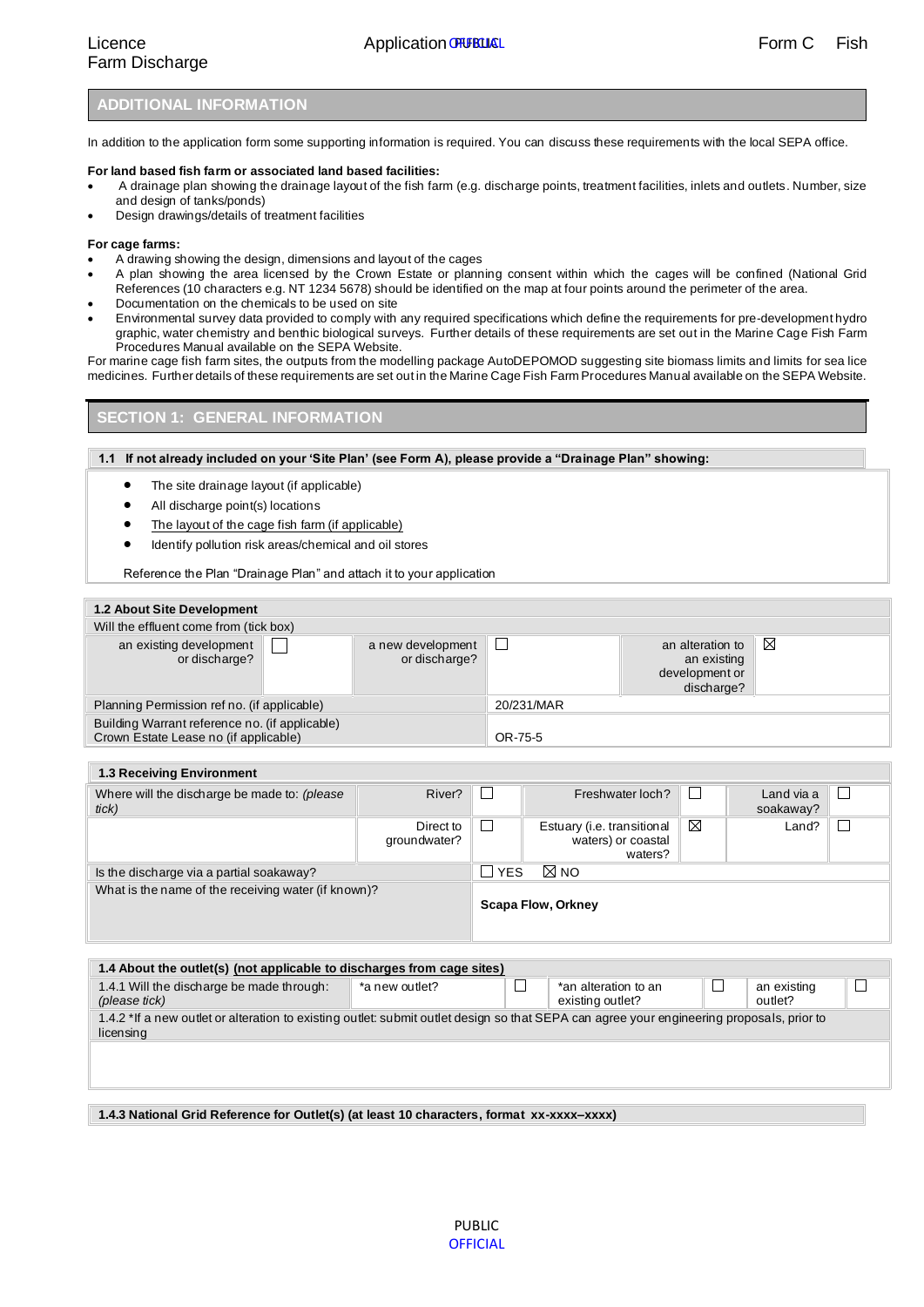## ADDITIONAL INFORMATION

In addition to the application form some supporting information is required. You can discuss these requirements with the local SEPA office.

**For land based fish farm or associated land based facilities:**

- A drainage plan showing the drainage layout of the fish farm (e.g. discharge points, treatment facilities, inlets and outlets. Number, size and design of tanks/ponds)
- Design drawings/details of treatment facilities

**For cage farms:**

- A drawing showing the design, dimensions and layout of the cages
- A plan showing the area licensed by the Crown Estate or planning consent within which the cages will be confined (National Grid References (10 characters e.g. NT 1234 5678) should be identified on the map at four points around the perimeter of the area.
- Documentation on the chemicals to be used on site
- Environmental survey data provided to comply with any required specifications which define the requirements for pre-development hydro graphic, water chemistry and benthic biological surveys. Further details of these requirements are set out in the Marine Cage Fish Farm Procedures Manual available on the SEPA Website.

For marine cage fish farm sites, the outputs from the modelling package AutoDEPOMOD suggesting site biomass limits and limits for sea lice medicines. Further details of these requirements are set out in the Marine Cage Fish Farm Procedures Manual available on the SEPA Website.

## SECTION 1: GENERAL INFORMATION

**1.1 If not already included on your 'Site Plan' (see Form A), please provide a "Drainage Plan" showing:**

- The site drainage layout (if applicable)
- All discharge point(s) locations
- The layout of the cage fish farm (if applicable)
- Identify pollution risk areas/chemical and oil stores

Reference the Plan "Drainage Plan" and attach it to your application

**1.2 About Site Development**

Will the effluent come from (tick box)

| | | | | | |
|---|---|---|---|---|---|
| an existing development or discharge? | ☐ | a new development or discharge? | ☐ | an alteration to an existing development or discharge? | ☒ |
| Planning Permission ref no. (if applicable) | | | 20/231/MAR | | |
| Building Warrant reference no. (if applicable) Crown Estate Lease no (if applicable) | | | OR-75-5 | | |

**1.3 Receiving Environment**

| | | | | | | |
|---|---|---|---|---|---|---|
| Where will the discharge be made to: *(please tick)* | River? | ☐ | Freshwater loch? | ☐ | Land via a soakaway? | ☐ |
| | Direct to groundwater? | ☐ | Estuary (i.e. transitional waters) or coastal waters? | ☒ | Land? | ☐ |
| Is the discharge via a partial soakaway? | | ☐ YES ☒ NO | | | | |
| What is the name of the receiving water (if known)? | | **Scapa Flow, Orkney** | | | | |

**1.4 About the outlet(s) (not applicable to discharges from cage sites)**

| | | | | | | |
|---|---|---|---|---|---|---|
| 1.4.1 Will the discharge be made through: *(please tick)* | *a new outlet? | ☐ | *an alteration to an existing outlet? | ☐ | an existing outlet? | ☐ |
| 1.4.2 *If a new outlet or alteration to existing outlet: submit outlet design so that SEPA can agree your engineering proposals, prior to licensing | | | | | | |
| | | | | | | |

**1.4.3 National Grid Reference for Outlet(s) (at least 10 characters, format xx-xxxx–xxxx)**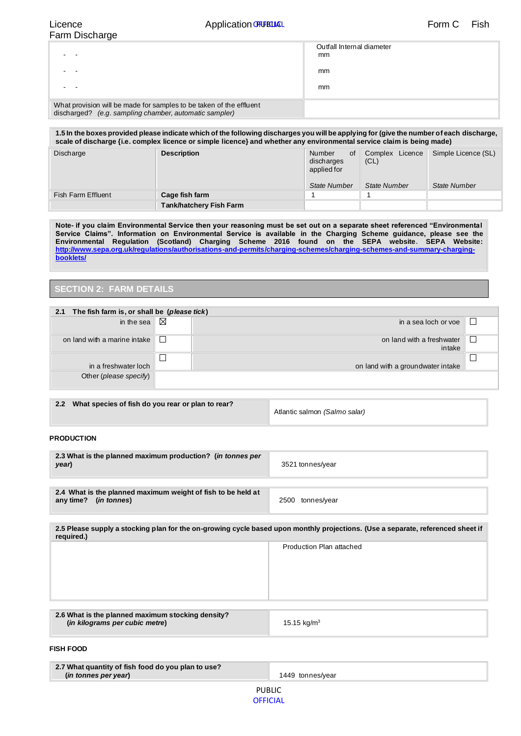| | Outfall Internal diameter mm |
|---|---|
| - - | |
| - - | mm |
| - - | mm |
| What provision will be made for samples to be taken of the effluent discharged? *(e.g. sampling chamber, automatic sampler)* | |

| **1.5 In the boxes provided please indicate which of the following discharges you will be applying for (give the number of each discharge, scale of discharge {i.e. complex licence or simple licence} and whether any environmental service claim is being made)** | | | | |
|---|---|---|---|---|
| Discharge | **Description** | Number of discharges applied for *State Number* | Complex Licence (CL) *State Number* | Simple Licence (SL) *State Number* |
| Fish Farm Effluent | **Cage fish farm** | 1 | 1 | |
| | **Tank/hatchery Fish Farm** | | | |

**Note- if you claim Environmental Service then your reasoning must be set out on a separate sheet referenced "Environmental Service Claims". Information on Environmental Service is available in the Charging Scheme guidance, please see the Environmental Regulation (Scotland) Charging Scheme 2016 found on the SEPA website. SEPA Website: http://www.sepa.org.uk/regulations/authorisations-and-permits/charging-schemes/charging-schemes-and-summary-charging-booklets/**

## SECTION 2: FARM DETAILS

| **2.1 The fish farm is, or shall be (*please tick*)** | | | |
|---|---|---|---|
| in the sea | ☒ | in a sea loch or voe | ☐ |
| on land with a marine intake | ☐ | on land with a freshwater intake | ☐ |
| in a freshwater loch | ☐ | on land with a groundwater intake | ☐ |
| Other (*please specify*) | | | |

| **2.2 What species of fish do you rear or plan to rear?** | Atlantic salmon *(Salmo salar)* |
|---|---|

**PRODUCTION**

| **2.3 What is the planned maximum production? (*in tonnes per year*)** | 3521 tonnes/year |
|---|---|

| **2.4 What is the planned maximum weight of fish to be held at any time? (*in tonnes*)** | 2500 tonnes/year |
|---|---|

| **2.5 Please supply a stocking plan for the on-growing cycle based upon monthly projections. (Use a separate, referenced sheet if required.)** | |
|---|---|
| | Production Plan attached |

| **2.6 What is the planned maximum stocking density? (*in kilograms per cubic metre*)** | 15.15 kg/m$^3$ |
|---|---|

**FISH FOOD**

| **2.7 What quantity of fish food do you plan to use? (*in tonnes per year*)** | 1449 tonnes/year |
|---|---|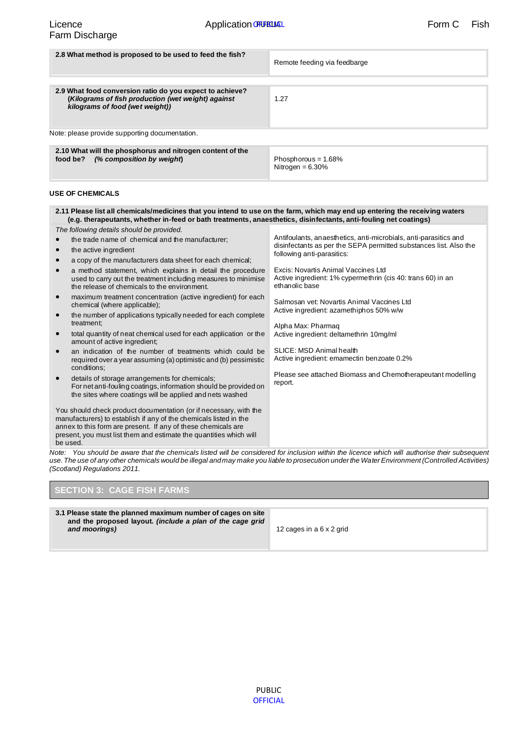| 2.8 What method is proposed to be used to feed the fish? | Remote feeding via feedbarge |
|---|---|

| 2.9 What food conversion ratio do you expect to achieve? *(Kilograms of fish production (wet weight) against kilograms of food (wet weight))* | 1.27 |
|---|---|

Note: please provide supporting documentation.

| 2.10 What will the phosphorus and nitrogen content of the food be? *(% composition by weight)* | Phosphorous = 1.68%<br>Nitrogen = 6.30% |
|---|---|

**USE OF CHEMICALS**

| 2.11 Please list all chemicals/medicines that you intend to use on the farm, which may end up entering the receiving waters (e.g. therapeutants, whether in-feed or bath treatments, anaesthetics, disinfectants, anti-fouling net coatings) | |
|---|---|
| *The following details should be provided.*<br>• the trade name of chemical and the manufacturer;<br>• the active ingredient<br>• a copy of the manufacturers data sheet for each chemical;<br>• a method statement, which explains in detail the procedure used to carry out the treatment including measures to minimise the release of chemicals to the environment.<br>• maximum treatment concentration (active ingredient) for each chemical (where applicable);<br>• the number of applications typically needed for each complete treatment;<br>• total quantity of neat chemical used for each application or the amount of active ingredient;<br>• an indication of the number of treatments which could be required over a year assuming (a) optimistic and (b) pessimistic conditions;<br>• details of storage arrangements for chemicals; For net anti-fouling coatings, information should be provided on the sites where coatings will be applied and nets washed<br><br>You should check product documentation (or if necessary, with the manufacturers) to establish if any of the chemicals listed in the annex to this form are present. If any of these chemicals are present, you must list them and estimate the quantities which will be used. | Antifoulants, anaesthetics, anti-microbials, anti-parasitics and disinfectants as per the SEPA permitted substances list. Also the following anti-parasitics:<br><br>Excis: Novartis Animal Vaccines Ltd<br>Active ingredient: 1% cypermethrin (cis 40: trans 60) in an ethanolic base<br><br>Salmosan vet: Novartis Animal Vaccines Ltd<br>Active ingredient: azamethiphos 50% w/w<br><br>Alpha Max: Pharmaq<br>Active ingredient: deltamethrin 10mg/ml<br><br>SLICE: MSD Animal health<br>Active ingredient: emamectin benzoate 0.2%<br><br>Please see attached Biomass and Chemotherapeutant modelling report. |

*Note: You should be aware that the chemicals listed will be considered for inclusion within the licence which will authorise their subsequent use. The use of any other chemicals would be illegal and may make you liable to prosecution under the Water Environment (Controlled Activities) (Scotland) Regulations 2011.*

## SECTION 3: CAGE FISH FARMS

| 3.1 Please state the planned maximum number of cages on site and the proposed layout. *(include a plan of the cage grid and moorings)* | 12 cages in a 6 x 2 grid |
|---|---|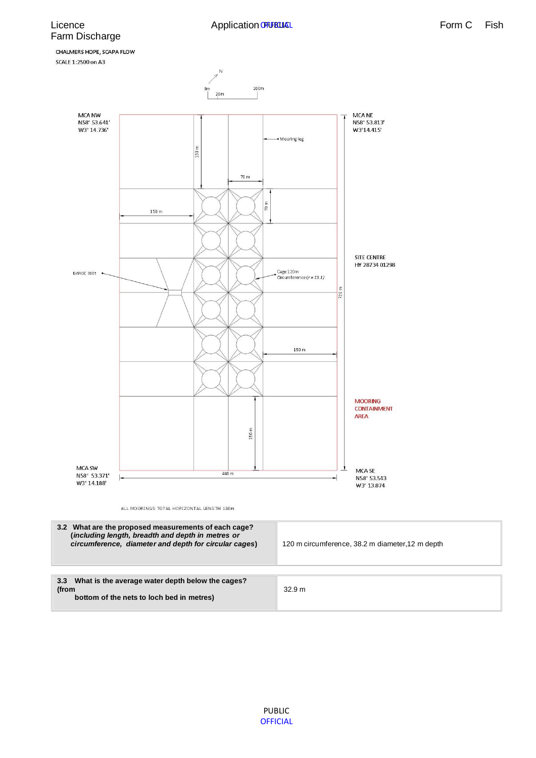CHALMERS HOPE, SCAPA FLOW

SCALE 1:2500 on A3

N

0m 20m 100m

MCA NW
N58° 53.641'
W3° 14.736'

MCA NE
N58° 53.813'
W3°14.415'

Mooring leg

150 m

70 m

70 m

150 m

SITE CENTRE
HY 28734 01298

BARGE 300t

Cage 120m Circumference ($r = 19.1$)

720 m

150 m

MOORING CONTAINMENT AREA

150 m

MCA SW
N58° 53.371'
W3° 14.188'

440 m

MCA SE
N58° 53.543
W3° 13.874

ALL MOORINGS TOTAL HORIZONTAL LENGTH 150m

| **3.2 What are the proposed measurements of each cage? (*including length, breadth and depth in metres or circumference, diameter and depth for circular cages*)** | 120 m circumference, 38.2 m diameter,12 m depth |
|---|---|
| **3.3 What is the average water depth below the cages? (from bottom of the nets to loch bed in metres)** | 32.9 m |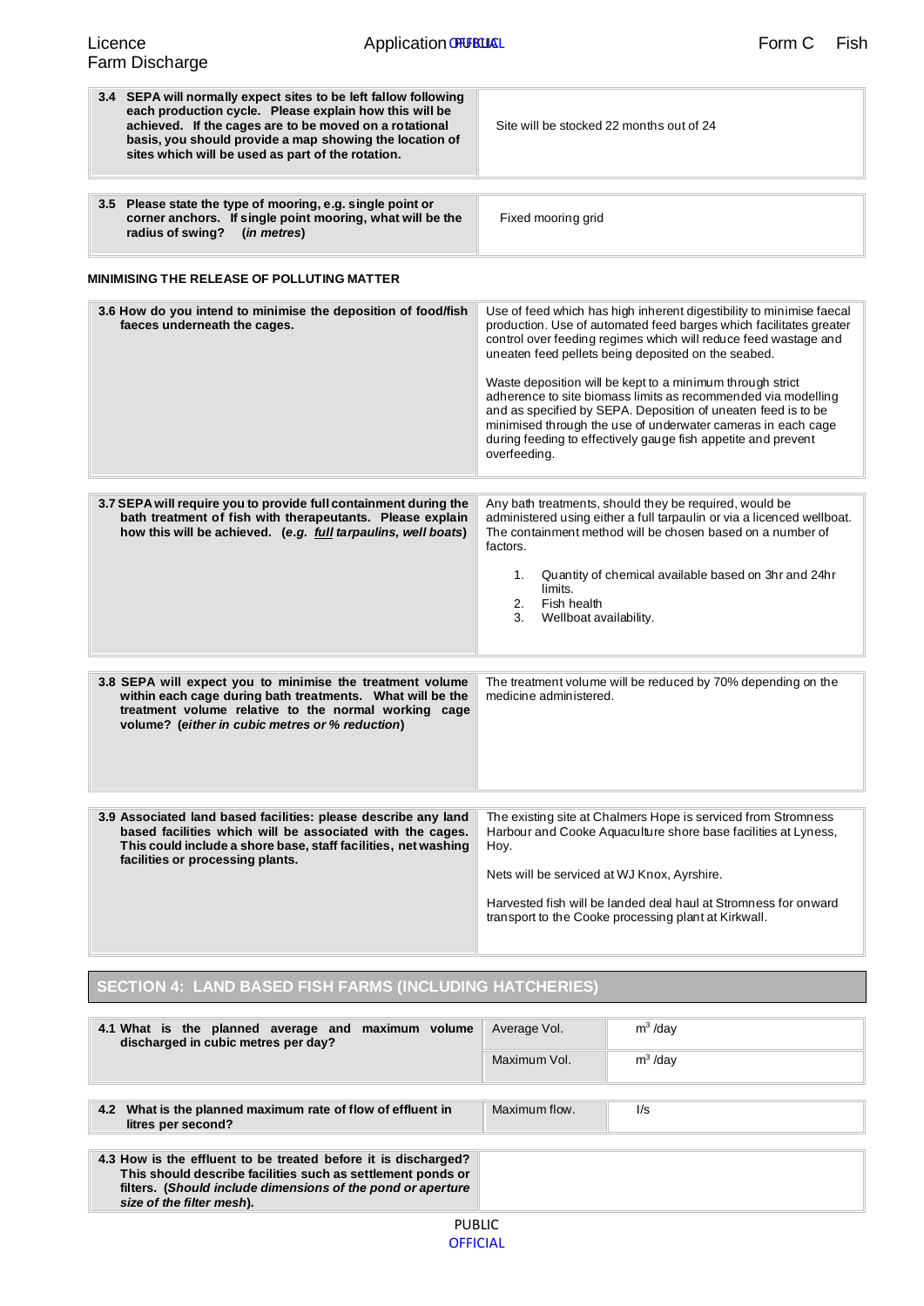| 3.4 SEPA will normally expect sites to be left fallow following each production cycle. Please explain how this will be achieved. If the cages are to be moved on a rotational basis, you should provide a map showing the location of sites which will be used as part of the rotation. | Site will be stocked 22 months out of 24 |
|---|---|

| 3.5 Please state the type of mooring, e.g. single point or corner anchors. If single point mooring, what will be the radius of swing? (*in metres*) | Fixed mooring grid |
|---|---|

**MINIMISING THE RELEASE OF POLLUTING MATTER**

| 3.6 How do you intend to minimise the deposition of food/fish faeces underneath the cages. | Use of feed which has high inherent digestibility to minimise faecal production. Use of automated feed barges which facilitates greater control over feeding regimes which will reduce feed wastage and uneaten feed pellets being deposited on the seabed.<br><br>Waste deposition will be kept to a minimum through strict adherence to site biomass limits as recommended via modelling and as specified by SEPA. Deposition of uneaten feed is to be minimised through the use of underwater cameras in each cage during feeding to effectively gauge fish appetite and prevent overfeeding. |
|---|---|

| 3.7 SEPA will require you to provide full containment during the bath treatment of fish with therapeutants. Please explain how this will be achieved. (*e.g. full tarpaulins, well boats*) | Any bath treatments, should they be required, would be administered using either a full tarpaulin or via a licenced wellboat. The containment method will be chosen based on a number of factors.<br><br>1. Quantity of chemical available based on 3hr and 24hr limits.<br>2. Fish health<br>3. Wellboat availability. |
|---|---|

| 3.8 SEPA will expect you to minimise the treatment volume within each cage during bath treatments. What will be the treatment volume relative to the normal working cage volume? (*either in cubic metres or % reduction*) | The treatment volume will be reduced by 70% depending on the medicine administered. |
|---|---|

| 3.9 Associated land based facilities: please describe any land based facilities which will be associated with the cages. This could include a shore base, staff facilities, net washing facilities or processing plants. | The existing site at Chalmers Hope is serviced from Stromness Harbour and Cooke Aquaculture shore base facilities at Lyness, Hoy.<br><br>Nets will be serviced at WJ Knox, Ayrshire.<br><br>Harvested fish will be landed deal haul at Stromness for onward transport to the Cooke processing plant at Kirkwall. |
|---|---|

## SECTION 4: LAND BASED FISH FARMS (INCLUDING HATCHERIES)

| 4.1 What is the planned average and maximum volume discharged in cubic metres per day? | Average Vol. | $m^3$ /day |
|---|---|---|
| | Maximum Vol. | $m^3$ /day |

| 4.2 What is the planned maximum rate of flow of effluent in litres per second? | Maximum flow. | l/s |
|---|---|---|

| 4.3 How is the effluent to be treated before it is discharged? This should describe facilities such as settlement ponds or filters. (*Should include dimensions of the pond or aperture size of the filter mesh*). | |
|---|---|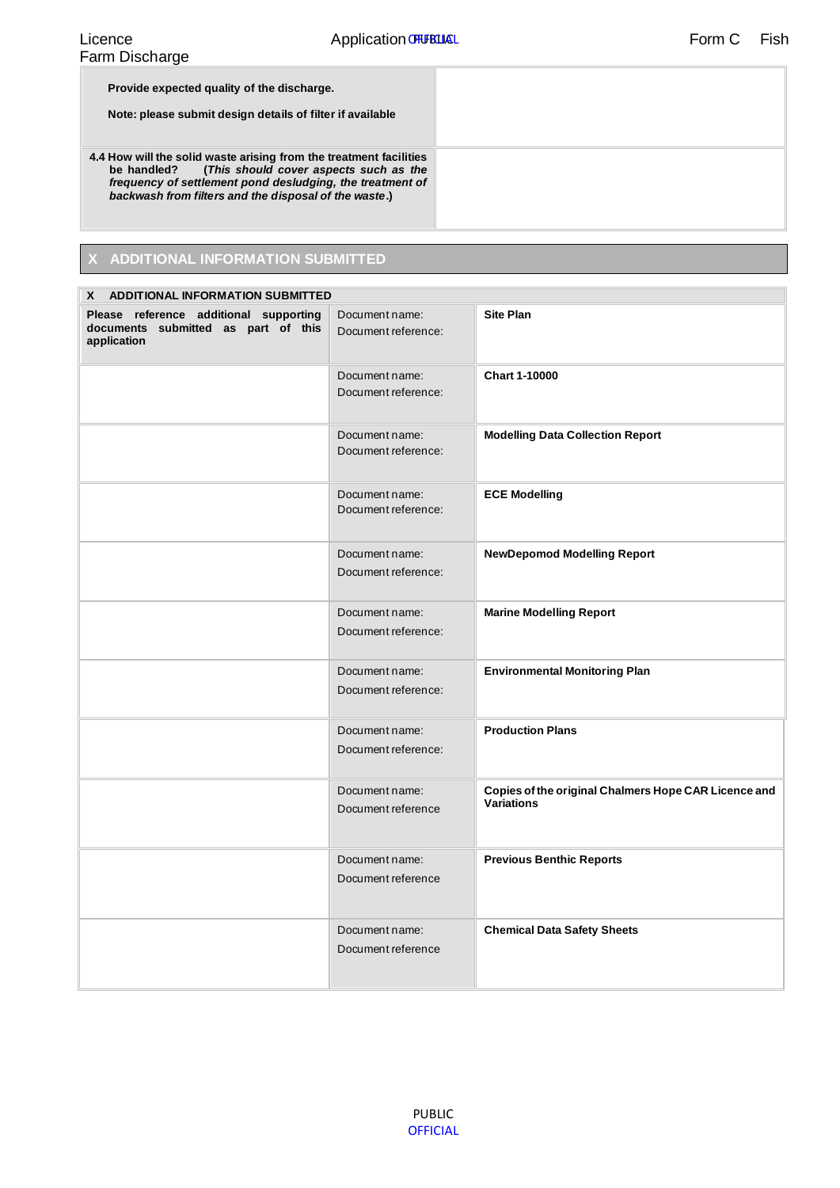| Provide expected quality of the discharge.<br><br>Note: please submit design details of filter if available | |
|---|---|
| **4.4 How will the solid waste arising from the treatment facilities be handled?** (*This should cover aspects such as the frequency of settlement pond desludging, the treatment of backwash from filters and the disposal of the waste*.) | |

## X ADDITIONAL INFORMATION SUBMITTED

| X ADDITIONAL INFORMATION SUBMITTED | | |
|---|---|---|
| **Please reference additional supporting documents submitted as part of this application** | Document name:<br>Document reference: | **Site Plan** |
| | Document name:<br>Document reference: | **Chart 1-10000** |
| | Document name:<br>Document reference: | **Modelling Data Collection Report** |
| | Document name:<br>Document reference: | **ECE Modelling** |
| | Document name:<br>Document reference: | **NewDepomod Modelling Report** |
| | Document name:<br>Document reference: | **Marine Modelling Report** |
| | Document name:<br>Document reference: | **Environmental Monitoring Plan** |
| | Document name:<br>Document reference: | **Production Plans** |
| | Document name:<br>Document reference | **Copies of the original Chalmers Hope CAR Licence and Variations** |
| | Document name:<br>Document reference | **Previous Benthic Reports** |
| | Document name:<br>Document reference | **Chemical Data Safety Sheets** |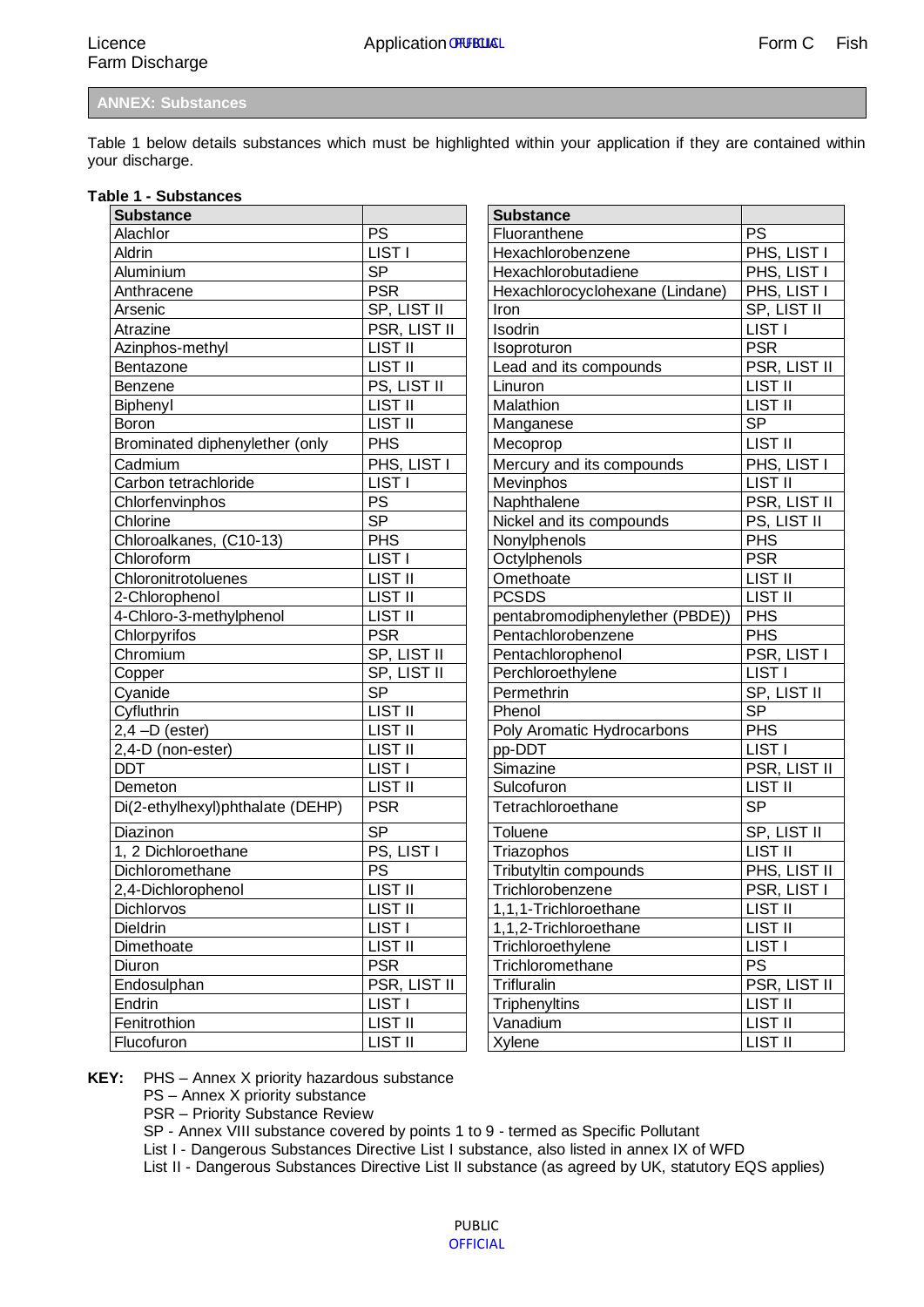## ANNEX: Substances

Table 1 below details substances which must be highlighted within your application if they are contained within your discharge.

**Table 1 - Substances**

| Substance | | Substance | |
|---|---|---|---|
| Alachlor | PS | Fluoranthene | PS |
| Aldrin | LIST I | Hexachlorobenzene | PHS, LIST I |
| Aluminium | SP | Hexachlorobutadiene | PHS, LIST I |
| Anthracene | PSR | Hexachlorocyclohexane (Lindane) | PHS, LIST I |
| Arsenic | SP, LIST II | Iron | SP, LIST II |
| Atrazine | PSR, LIST II | Isodrin | LIST I |
| Azinphos-methyl | LIST II | Isoproturon | PSR |
| Bentazone | LIST II | Lead and its compounds | PSR, LIST II |
| Benzene | PS, LIST II | Linuron | LIST II |
| Biphenyl | LIST II | Malathion | LIST II |
| Boron | LIST II | Manganese | SP |
| Brominated diphenylether (only | PHS | Mecoprop | LIST II |
| Cadmium | PHS, LIST I | Mercury and its compounds | PHS, LIST I |
| Carbon tetrachloride | LIST I | Mevinphos | LIST II |
| Chlorfenvinphos | PS | Naphthalene | PSR, LIST II |
| Chlorine | SP | Nickel and its compounds | PS, LIST II |
| Chloroalkanes, (C10-13) | PHS | Nonylphenols | PHS |
| Chloroform | LIST I | Octylphenols | PSR |
| Chloronitrotoluenes | LIST II | Omethoate | LIST II |
| 2-Chlorophenol | LIST II | PCSDS | LIST II |
| 4-Chloro-3-methylphenol | LIST II | pentabromodiphenylether (PBDE)) | PHS |
| Chlorpyrifos | PSR | Pentachlorobenzene | PHS |
| Chromium | SP, LIST II | Pentachlorophenol | PSR, LIST I |
| Copper | SP, LIST II | Perchloroethylene | LIST I |
| Cyanide | SP | Permethrin | SP, LIST II |
| Cyfluthrin | LIST II | Phenol | SP |
| 2,4 –D (ester) | LIST II | Poly Aromatic Hydrocarbons | PHS |
| 2,4-D (non-ester) | LIST II | pp-DDT | LIST I |
| DDT | LIST I | Simazine | PSR, LIST II |
| Demeton | LIST II | Sulcofuron | LIST II |
| Di(2-ethylhexyl)phthalate (DEHP) | PSR | Tetrachloroethane | SP |
| Diazinon | SP | Toluene | SP, LIST II |
| 1, 2 Dichloroethane | PS, LIST I | Triazophos | LIST II |
| Dichloromethane | PS | Tributyltin compounds | PHS, LIST II |
| 2,4-Dichlorophenol | LIST II | Trichlorobenzene | PSR, LIST I |
| Dichlorvos | LIST II | 1,1,1-Trichloroethane | LIST II |
| Dieldrin | LIST I | 1,1,2-Trichloroethane | LIST II |
| Dimethoate | LIST II | Trichloroethylene | LIST I |
| Diuron | PSR | Trichloromethane | PS |
| Endosulphan | PSR, LIST II | Trifluralin | PSR, LIST II |
| Endrin | LIST I | Triphenyltins | LIST II |
| Fenitrothion | LIST II | Vanadium | LIST II |
| Flucofuron | LIST II | Xylene | LIST II |

**KEY:**
PHS – Annex X priority hazardous substance
PS – Annex X priority substance
PSR – Priority Substance Review
SP - Annex VIII substance covered by points 1 to 9 - termed as Specific Pollutant
List I - Dangerous Substances Directive List I substance, also listed in annex IX of WFD
List II - Dangerous Substances Directive List II substance (as agreed by UK, statutory EQS applies)